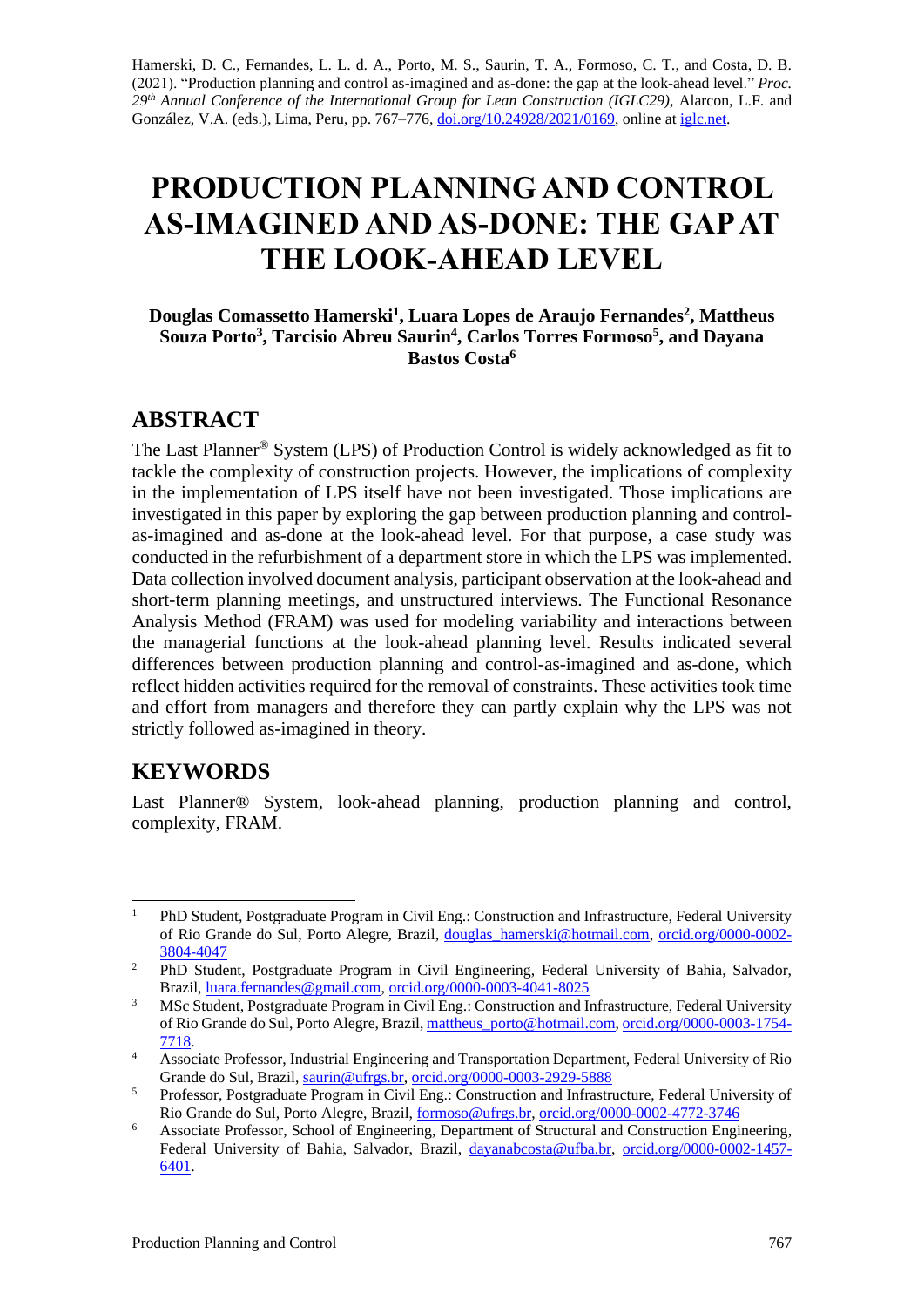Hamerski, D. C., Fernandes, L. L. d. A., Porto, M. S., Saurin, T. A., Formoso, C. T., and Costa, D. B. (2021). "Production planning and control as-imagined and as-done: the gap at the look-ahead level." *Proc. 29th Annual Conference of the International Group for Lean Construction (IGLC29)*, Alarcon, L.F. and González, V.A. (eds.), Lima, Peru, pp. 767–776, doi.org/10.24928/2021/0169, online at iglc.net.

# PRODUCTION PLANNING AND CONTROL AS-IMAGINED AND AS-DONE: THE GAP AT THE LOOK-AHEAD LEVEL

**Douglas Comassetto Hamerski[1], Luara Lopes de Araujo Fernandes[2], Mattheus Souza Porto[3], Tarcisio Abreu Saurin[4], Carlos Torres Formoso[5], and Dayana Bastos Costa[6]**

## ABSTRACT

The Last Planner® System (LPS) of Production Control is widely acknowledged as fit to tackle the complexity of construction projects. However, the implications of complexity in the implementation of LPS itself have not been investigated. Those implications are investigated in this paper by exploring the gap between production planning and control-as-imagined and as-done at the look-ahead level. For that purpose, a case study was conducted in the refurbishment of a department store in which the LPS was implemented. Data collection involved document analysis, participant observation at the look-ahead and short-term planning meetings, and unstructured interviews. The Functional Resonance Analysis Method (FRAM) was used for modeling variability and interactions between the managerial functions at the look-ahead planning level. Results indicated several differences between production planning and control-as-imagined and as-done, which reflect hidden activities required for the removal of constraints. These activities took time and effort from managers and therefore they can partly explain why the LPS was not strictly followed as-imagined in theory.

## KEYWORDS

Last Planner® System, look-ahead planning, production planning and control, complexity, FRAM.

---

[1] PhD Student, Postgraduate Program in Civil Eng.: Construction and Infrastructure, Federal University of Rio Grande do Sul, Porto Alegre, Brazil, douglas_hamerski@hotmail.com, orcid.org/0000-0002-3804-4047

[2] PhD Student, Postgraduate Program in Civil Engineering, Federal University of Bahia, Salvador, Brazil, luara.fernandes@gmail.com, orcid.org/0000-0003-4041-8025

[3] MSc Student, Postgraduate Program in Civil Eng.: Construction and Infrastructure, Federal University of Rio Grande do Sul, Porto Alegre, Brazil, mattheus_porto@hotmail.com, orcid.org/0000-0003-1754-7718.

[4] Associate Professor, Industrial Engineering and Transportation Department, Federal University of Rio Grande do Sul, Brazil, saurin@ufrgs.br, orcid.org/0000-0003-2929-5888

[5] Professor, Postgraduate Program in Civil Eng.: Construction and Infrastructure, Federal University of Rio Grande do Sul, Porto Alegre, Brazil, formoso@ufrgs.br, orcid.org/0000-0002-4772-3746

[6] Associate Professor, School of Engineering, Department of Structural and Construction Engineering, Federal University of Bahia, Salvador, Brazil, dayanabcosta@ufba.br, orcid.org/0000-0002-1457-6401.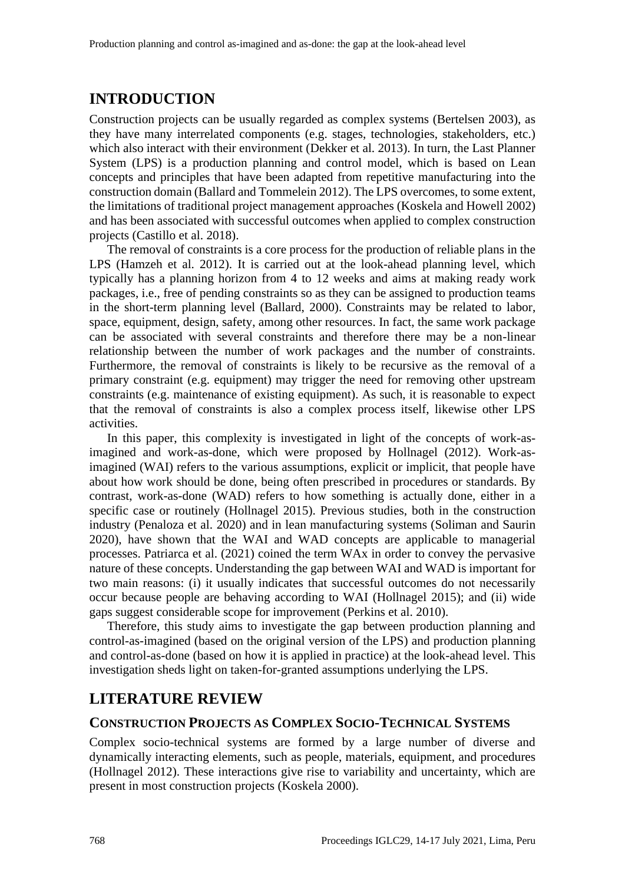## INTRODUCTION

Construction projects can be usually regarded as complex systems (Bertelsen 2003), as they have many interrelated components (e.g. stages, technologies, stakeholders, etc.) which also interact with their environment (Dekker et al. 2013). In turn, the Last Planner System (LPS) is a production planning and control model, which is based on Lean concepts and principles that have been adapted from repetitive manufacturing into the construction domain (Ballard and Tommelein 2012). The LPS overcomes, to some extent, the limitations of traditional project management approaches (Koskela and Howell 2002) and has been associated with successful outcomes when applied to complex construction projects (Castillo et al. 2018).

The removal of constraints is a core process for the production of reliable plans in the LPS (Hamzeh et al. 2012). It is carried out at the look-ahead planning level, which typically has a planning horizon from 4 to 12 weeks and aims at making ready work packages, i.e., free of pending constraints so as they can be assigned to production teams in the short-term planning level (Ballard, 2000). Constraints may be related to labor, space, equipment, design, safety, among other resources. In fact, the same work package can be associated with several constraints and therefore there may be a non-linear relationship between the number of work packages and the number of constraints. Furthermore, the removal of constraints is likely to be recursive as the removal of a primary constraint (e.g. equipment) may trigger the need for removing other upstream constraints (e.g. maintenance of existing equipment). As such, it is reasonable to expect that the removal of constraints is also a complex process itself, likewise other LPS activities.

In this paper, this complexity is investigated in light of the concepts of work-as-imagined and work-as-done, which were proposed by Hollnagel (2012). Work-as-imagined (WAI) refers to the various assumptions, explicit or implicit, that people have about how work should be done, being often prescribed in procedures or standards. By contrast, work-as-done (WAD) refers to how something is actually done, either in a specific case or routinely (Hollnagel 2015). Previous studies, both in the construction industry (Penaloza et al. 2020) and in lean manufacturing systems (Soliman and Saurin 2020), have shown that the WAI and WAD concepts are applicable to managerial processes. Patriarca et al. (2021) coined the term WAx in order to convey the pervasive nature of these concepts. Understanding the gap between WAI and WAD is important for two main reasons: (i) it usually indicates that successful outcomes do not necessarily occur because people are behaving according to WAI (Hollnagel 2015); and (ii) wide gaps suggest considerable scope for improvement (Perkins et al. 2010).

Therefore, this study aims to investigate the gap between production planning and control-as-imagined (based on the original version of the LPS) and production planning and control-as-done (based on how it is applied in practice) at the look-ahead level. This investigation sheds light on taken-for-granted assumptions underlying the LPS.

## LITERATURE REVIEW

### CONSTRUCTION PROJECTS AS COMPLEX SOCIO-TECHNICAL SYSTEMS

Complex socio-technical systems are formed by a large number of diverse and dynamically interacting elements, such as people, materials, equipment, and procedures (Hollnagel 2012). These interactions give rise to variability and uncertainty, which are present in most construction projects (Koskela 2000).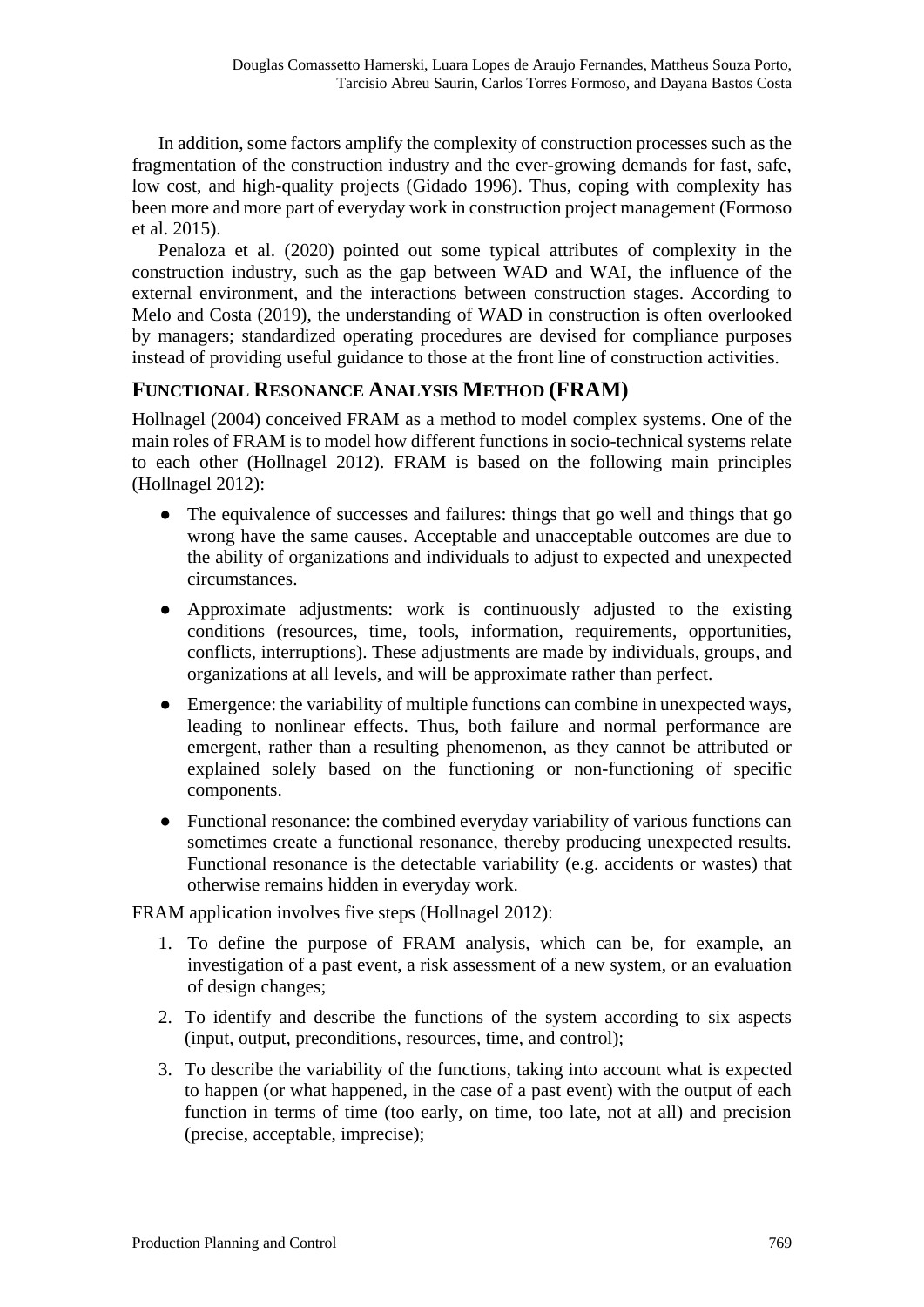In addition, some factors amplify the complexity of construction processes such as the fragmentation of the construction industry and the ever-growing demands for fast, safe, low cost, and high-quality projects (Gidado 1996). Thus, coping with complexity has been more and more part of everyday work in construction project management (Formoso et al. 2015).

Penaloza et al. (2020) pointed out some typical attributes of complexity in the construction industry, such as the gap between WAD and WAI, the influence of the external environment, and the interactions between construction stages. According to Melo and Costa (2019), the understanding of WAD in construction is often overlooked by managers; standardized operating procedures are devised for compliance purposes instead of providing useful guidance to those at the front line of construction activities.

## FUNCTIONAL RESONANCE ANALYSIS METHOD (FRAM)

Hollnagel (2004) conceived FRAM as a method to model complex systems. One of the main roles of FRAM is to model how different functions in socio-technical systems relate to each other (Hollnagel 2012). FRAM is based on the following main principles (Hollnagel 2012):

- The equivalence of successes and failures: things that go well and things that go wrong have the same causes. Acceptable and unacceptable outcomes are due to the ability of organizations and individuals to adjust to expected and unexpected circumstances.
- Approximate adjustments: work is continuously adjusted to the existing conditions (resources, time, tools, information, requirements, opportunities, conflicts, interruptions). These adjustments are made by individuals, groups, and organizations at all levels, and will be approximate rather than perfect.
- Emergence: the variability of multiple functions can combine in unexpected ways, leading to nonlinear effects. Thus, both failure and normal performance are emergent, rather than a resulting phenomenon, as they cannot be attributed or explained solely based on the functioning or non-functioning of specific components.
- Functional resonance: the combined everyday variability of various functions can sometimes create a functional resonance, thereby producing unexpected results. Functional resonance is the detectable variability (e.g. accidents or wastes) that otherwise remains hidden in everyday work.

FRAM application involves five steps (Hollnagel 2012):

1. To define the purpose of FRAM analysis, which can be, for example, an investigation of a past event, a risk assessment of a new system, or an evaluation of design changes;
2. To identify and describe the functions of the system according to six aspects (input, output, preconditions, resources, time, and control);
3. To describe the variability of the functions, taking into account what is expected to happen (or what happened, in the case of a past event) with the output of each function in terms of time (too early, on time, too late, not at all) and precision (precise, acceptable, imprecise);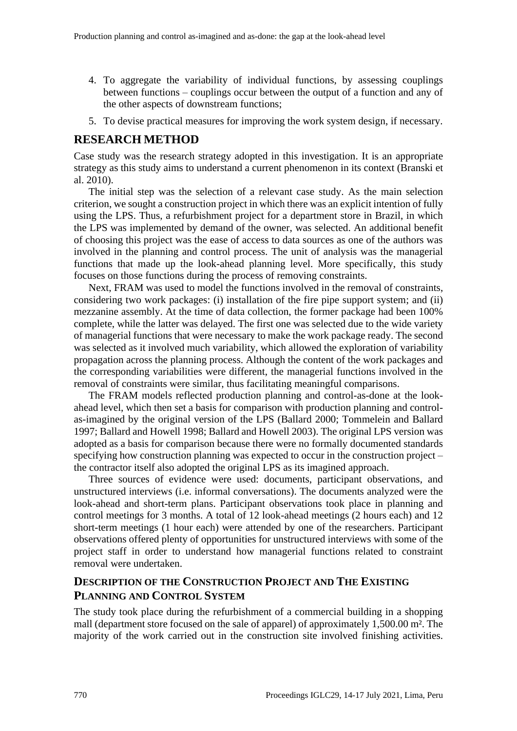4. To aggregate the variability of individual functions, by assessing couplings between functions – couplings occur between the output of a function and any of the other aspects of downstream functions;
5. To devise practical measures for improving the work system design, if necessary.

## RESEARCH METHOD

Case study was the research strategy adopted in this investigation. It is an appropriate strategy as this study aims to understand a current phenomenon in its context (Branski et al. 2010).

The initial step was the selection of a relevant case study. As the main selection criterion, we sought a construction project in which there was an explicit intention of fully using the LPS. Thus, a refurbishment project for a department store in Brazil, in which the LPS was implemented by demand of the owner, was selected. An additional benefit of choosing this project was the ease of access to data sources as one of the authors was involved in the planning and control process. The unit of analysis was the managerial functions that made up the look-ahead planning level. More specifically, this study focuses on those functions during the process of removing constraints.

Next, FRAM was used to model the functions involved in the removal of constraints, considering two work packages: (i) installation of the fire pipe support system; and (ii) mezzanine assembly. At the time of data collection, the former package had been 100% complete, while the latter was delayed. The first one was selected due to the wide variety of managerial functions that were necessary to make the work package ready. The second was selected as it involved much variability, which allowed the exploration of variability propagation across the planning process. Although the content of the work packages and the corresponding variabilities were different, the managerial functions involved in the removal of constraints were similar, thus facilitating meaningful comparisons.

The FRAM models reflected production planning and control-as-done at the look-ahead level, which then set a basis for comparison with production planning and control-as-imagined by the original version of the LPS (Ballard 2000; Tommelein and Ballard 1997; Ballard and Howell 1998; Ballard and Howell 2003). The original LPS version was adopted as a basis for comparison because there were no formally documented standards specifying how construction planning was expected to occur in the construction project – the contractor itself also adopted the original LPS as its imagined approach.

Three sources of evidence were used: documents, participant observations, and unstructured interviews (i.e. informal conversations). The documents analyzed were the look-ahead and short-term plans. Participant observations took place in planning and control meetings for 3 months. A total of 12 look-ahead meetings (2 hours each) and 12 short-term meetings (1 hour each) were attended by one of the researchers. Participant observations offered plenty of opportunities for unstructured interviews with some of the project staff in order to understand how managerial functions related to constraint removal were undertaken.

### DESCRIPTION OF THE CONSTRUCTION PROJECT AND THE EXISTING PLANNING AND CONTROL SYSTEM

The study took place during the refurbishment of a commercial building in a shopping mall (department store focused on the sale of apparel) of approximately 1,500.00 m². The majority of the work carried out in the construction site involved finishing activities.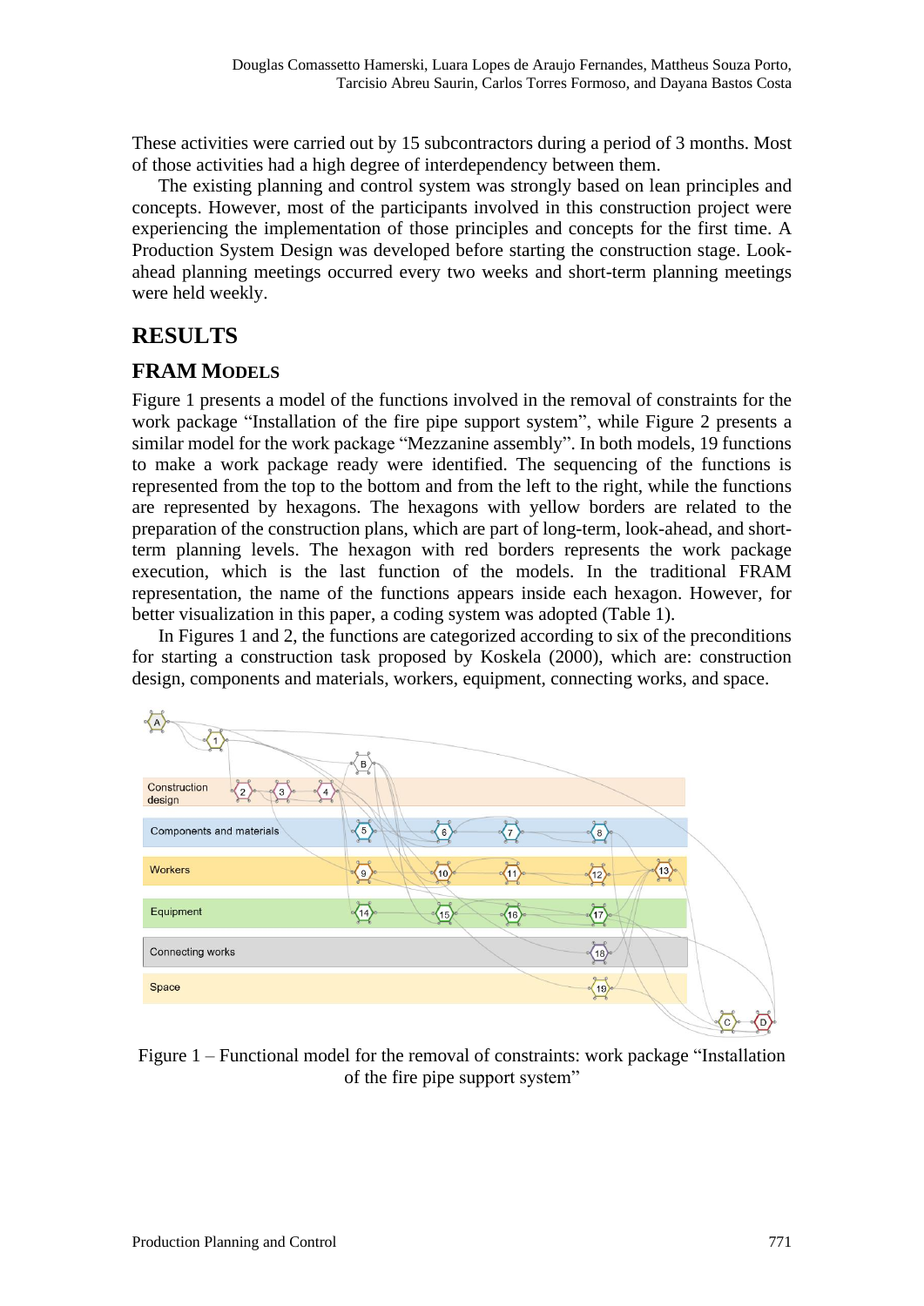These activities were carried out by 15 subcontractors during a period of 3 months. Most of those activities had a high degree of interdependency between them.

The existing planning and control system was strongly based on lean principles and concepts. However, most of the participants involved in this construction project were experiencing the implementation of those principles and concepts for the first time. A Production System Design was developed before starting the construction stage. Look-ahead planning meetings occurred every two weeks and short-term planning meetings were held weekly.

# RESULTS

## FRAM MODELS

Figure 1 presents a model of the functions involved in the removal of constraints for the work package "Installation of the fire pipe support system", while Figure 2 presents a similar model for the work package "Mezzanine assembly". In both models, 19 functions to make a work package ready were identified. The sequencing of the functions is represented from the top to the bottom and from the left to the right, while the functions are represented by hexagons. The hexagons with yellow borders are related to the preparation of the construction plans, which are part of long-term, look-ahead, and short-term planning levels. The hexagon with red borders represents the work package execution, which is the last function of the models. In the traditional FRAM representation, the name of the functions appears inside each hexagon. However, for better visualization in this paper, a coding system was adopted (Table 1).

In Figures 1 and 2, the functions are categorized according to six of the preconditions for starting a construction task proposed by Koskela (2000), which are: construction design, components and materials, workers, equipment, connecting works, and space.

A
1
B
Construction design
2
3
4
Components and materials
5
6
7
8
Workers
9
10
11
12
13
Equipment
14
15
16
17
Connecting works
18
Space
19
C
D

Figure 1 – Functional model for the removal of constraints: work package "Installation of the fire pipe support system"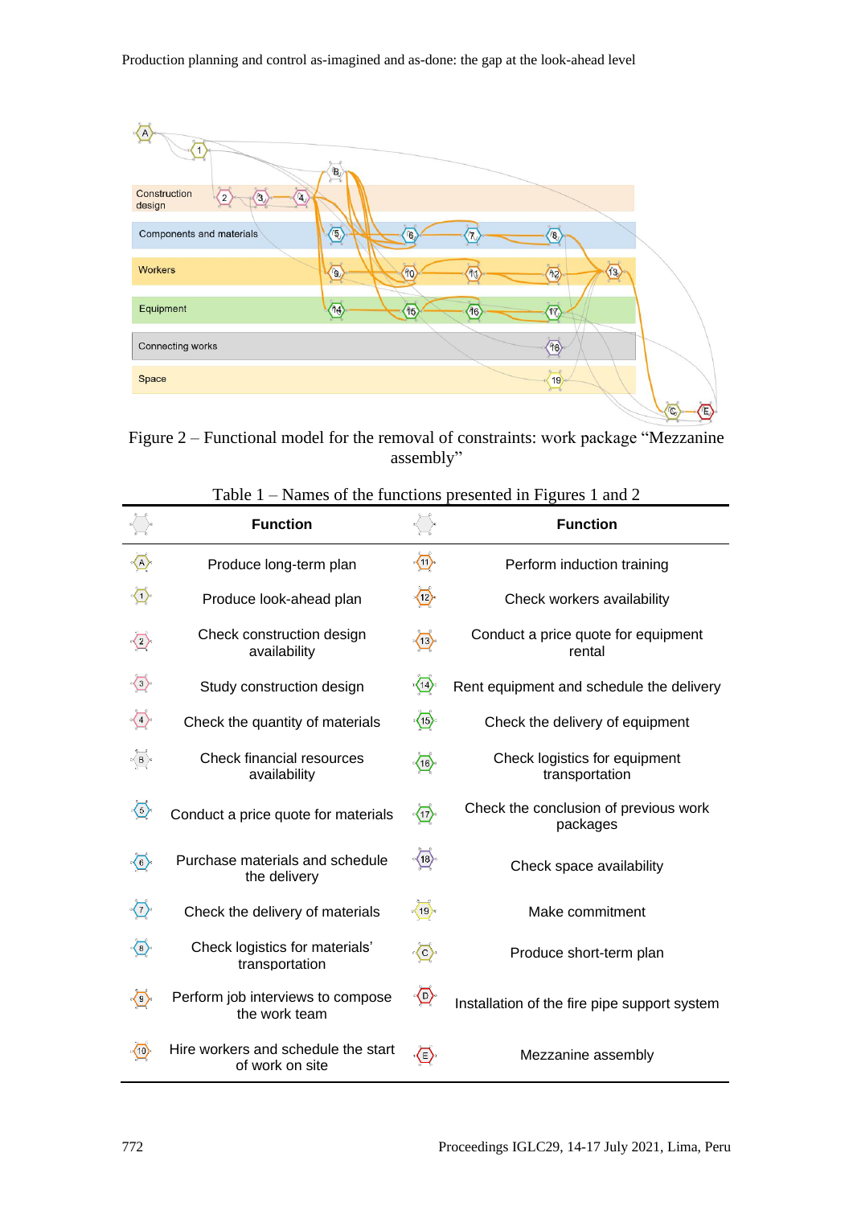Construction design

Components and materials

Workers

Equipment

Connecting works

Space

A 1 B 2 3 4 5 6 7 8 9 10 11 12 13 14 15 16 17 18 19 C E

Figure 2 – Functional model for the removal of constraints: work package "Mezzanine assembly"

Table 1 – Names of the functions presented in Figures 1 and 2

| | Function | | Function |
|---|---|---|---|
| A | Produce long-term plan | 11 | Perform induction training |
| 1 | Produce look-ahead plan | 12 | Check workers availability |
| 2 | Check construction design availability | 13 | Conduct a price quote for equipment rental |
| 3 | Study construction design | 14 | Rent equipment and schedule the delivery |
| 4 | Check the quantity of materials | 15 | Check the delivery of equipment |
| B | Check financial resources availability | 16 | Check logistics for equipment transportation |
| 5 | Conduct a price quote for materials | 17 | Check the conclusion of previous work packages |
| 6 | Purchase materials and schedule the delivery | 18 | Check space availability |
| 7 | Check the delivery of materials | 19 | Make commitment |
| 8 | Check logistics for materials' transportation | C | Produce short-term plan |
| 9 | Perform job interviews to compose the work team | D | Installation of the fire pipe support system |
| 10 | Hire workers and schedule the start of work on site | E | Mezzanine assembly |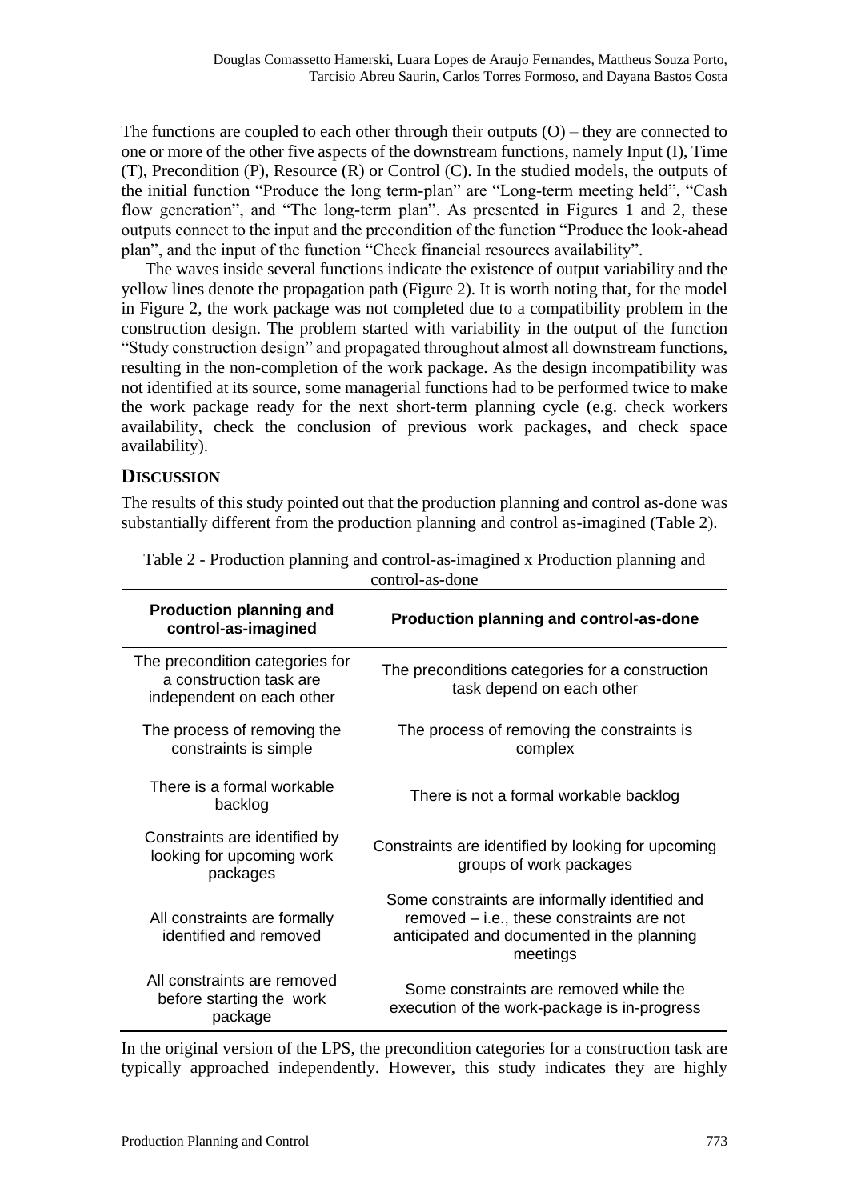The functions are coupled to each other through their outputs (O) – they are connected to one or more of the other five aspects of the downstream functions, namely Input (I), Time (T), Precondition (P), Resource (R) or Control (C). In the studied models, the outputs of the initial function "Produce the long term-plan" are "Long-term meeting held", "Cash flow generation", and "The long-term plan". As presented in Figures 1 and 2, these outputs connect to the input and the precondition of the function "Produce the look-ahead plan", and the input of the function "Check financial resources availability".

The waves inside several functions indicate the existence of output variability and the yellow lines denote the propagation path (Figure 2). It is worth noting that, for the model in Figure 2, the work package was not completed due to a compatibility problem in the construction design. The problem started with variability in the output of the function "Study construction design" and propagated throughout almost all downstream functions, resulting in the non-completion of the work package. As the design incompatibility was not identified at its source, some managerial functions had to be performed twice to make the work package ready for the next short-term planning cycle (e.g. check workers availability, check the conclusion of previous work packages, and check space availability).

## DISCUSSION

The results of this study pointed out that the production planning and control as-done was substantially different from the production planning and control as-imagined (Table 2).

Table 2 - Production planning and control-as-imagined x Production planning and control-as-done

| Production planning and control-as-imagined | Production planning and control-as-done |
|---|---|
| The precondition categories for a construction task are independent on each other | The preconditions categories for a construction task depend on each other |
| The process of removing the constraints is simple | The process of removing the constraints is complex |
| There is a formal workable backlog | There is not a formal workable backlog |
| Constraints are identified by looking for upcoming work packages | Constraints are identified by looking for upcoming groups of work packages |
| All constraints are formally identified and removed | Some constraints are informally identified and removed – i.e., these constraints are not anticipated and documented in the planning meetings |
| All constraints are removed before starting the work package | Some constraints are removed while the execution of the work-package is in-progress |

In the original version of the LPS, the precondition categories for a construction task are typically approached independently. However, this study indicates they are highly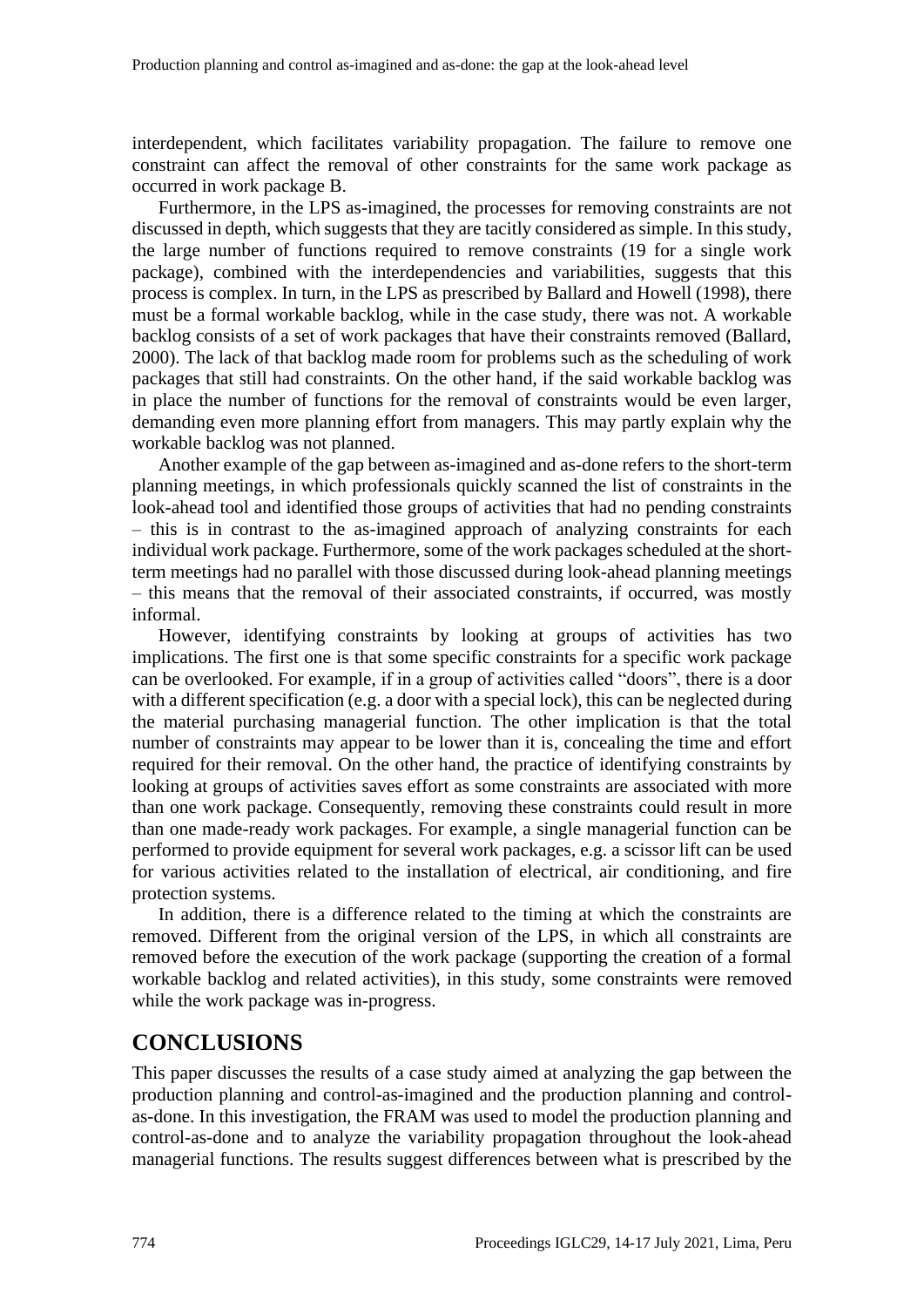interdependent, which facilitates variability propagation. The failure to remove one constraint can affect the removal of other constraints for the same work package as occurred in work package B.

Furthermore, in the LPS as-imagined, the processes for removing constraints are not discussed in depth, which suggests that they are tacitly considered as simple. In this study, the large number of functions required to remove constraints (19 for a single work package), combined with the interdependencies and variabilities, suggests that this process is complex. In turn, in the LPS as prescribed by Ballard and Howell (1998), there must be a formal workable backlog, while in the case study, there was not. A workable backlog consists of a set of work packages that have their constraints removed (Ballard, 2000). The lack of that backlog made room for problems such as the scheduling of work packages that still had constraints. On the other hand, if the said workable backlog was in place the number of functions for the removal of constraints would be even larger, demanding even more planning effort from managers. This may partly explain why the workable backlog was not planned.

Another example of the gap between as-imagined and as-done refers to the short-term planning meetings, in which professionals quickly scanned the list of constraints in the look-ahead tool and identified those groups of activities that had no pending constraints – this is in contrast to the as-imagined approach of analyzing constraints for each individual work package. Furthermore, some of the work packages scheduled at the short-term meetings had no parallel with those discussed during look-ahead planning meetings – this means that the removal of their associated constraints, if occurred, was mostly informal.

However, identifying constraints by looking at groups of activities has two implications. The first one is that some specific constraints for a specific work package can be overlooked. For example, if in a group of activities called "doors", there is a door with a different specification (e.g. a door with a special lock), this can be neglected during the material purchasing managerial function. The other implication is that the total number of constraints may appear to be lower than it is, concealing the time and effort required for their removal. On the other hand, the practice of identifying constraints by looking at groups of activities saves effort as some constraints are associated with more than one work package. Consequently, removing these constraints could result in more than one made-ready work packages. For example, a single managerial function can be performed to provide equipment for several work packages, e.g. a scissor lift can be used for various activities related to the installation of electrical, air conditioning, and fire protection systems.

In addition, there is a difference related to the timing at which the constraints are removed. Different from the original version of the LPS, in which all constraints are removed before the execution of the work package (supporting the creation of a formal workable backlog and related activities), in this study, some constraints were removed while the work package was in-progress.

## CONCLUSIONS

This paper discusses the results of a case study aimed at analyzing the gap between the production planning and control-as-imagined and the production planning and control-as-done. In this investigation, the FRAM was used to model the production planning and control-as-done and to analyze the variability propagation throughout the look-ahead managerial functions. The results suggest differences between what is prescribed by the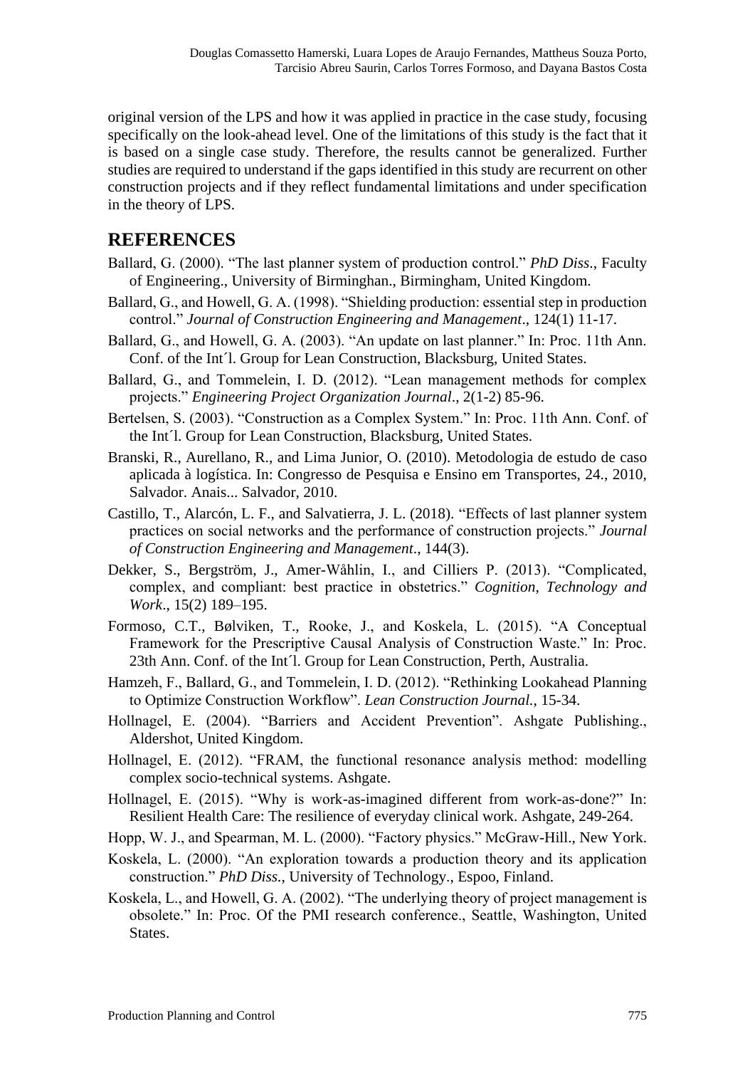original version of the LPS and how it was applied in practice in the case study, focusing specifically on the look-ahead level. One of the limitations of this study is the fact that it is based on a single case study. Therefore, the results cannot be generalized. Further studies are required to understand if the gaps identified in this study are recurrent on other construction projects and if they reflect fundamental limitations and under specification in the theory of LPS.

## REFERENCES

Ballard, G. (2000). "The last planner system of production control." *PhD Diss.*, Faculty of Engineering., University of Birminghan., Birmingham, United Kingdom.

Ballard, G., and Howell, G. A. (1998). "Shielding production: essential step in production control." *Journal of Construction Engineering and Management*., 124(1) 11-17.

Ballard, G., and Howell, G. A. (2003). "An update on last planner." In: Proc. 11th Ann. Conf. of the Int´l. Group for Lean Construction, Blacksburg, United States.

Ballard, G., and Tommelein, I. D. (2012). "Lean management methods for complex projects." *Engineering Project Organization Journal*., 2(1-2) 85-96.

Bertelsen, S. (2003). "Construction as a Complex System." In: Proc. 11th Ann. Conf. of the Int´l. Group for Lean Construction, Blacksburg, United States.

Branski, R., Aurellano, R., and Lima Junior, O. (2010). Metodologia de estudo de caso aplicada à logística. In: Congresso de Pesquisa e Ensino em Transportes, 24., 2010, Salvador. Anais... Salvador, 2010.

Castillo, T., Alarcón, L. F., and Salvatierra, J. L. (2018). "Effects of last planner system practices on social networks and the performance of construction projects." *Journal of Construction Engineering and Management*., 144(3).

Dekker, S., Bergström, J., Amer-Wåhlin, I., and Cilliers P. (2013). "Complicated, complex, and compliant: best practice in obstetrics." *Cognition, Technology and Work*., 15(2) 189–195.

Formoso, C.T., Bølviken, T., Rooke, J., and Koskela, L. (2015). "A Conceptual Framework for the Prescriptive Causal Analysis of Construction Waste." In: Proc. 23th Ann. Conf. of the Int´l. Group for Lean Construction, Perth, Australia.

Hamzeh, F., Ballard, G., and Tommelein, I. D. (2012). "Rethinking Lookahead Planning to Optimize Construction Workflow". *Lean Construction Journal.*, 15-34.

Hollnagel, E. (2004). "Barriers and Accident Prevention". Ashgate Publishing., Aldershot, United Kingdom.

Hollnagel, E. (2012). "FRAM, the functional resonance analysis method: modelling complex socio-technical systems. Ashgate.

Hollnagel, E. (2015). "Why is work-as-imagined different from work-as-done?" In: Resilient Health Care: The resilience of everyday clinical work. Ashgate, 249-264.

Hopp, W. J., and Spearman, M. L. (2000). "Factory physics." McGraw-Hill., New York.

Koskela, L. (2000). "An exploration towards a production theory and its application construction." *PhD Diss.*, University of Technology., Espoo, Finland.

Koskela, L., and Howell, G. A. (2002). "The underlying theory of project management is obsolete." In: Proc. Of the PMI research conference., Seattle, Washington, United States.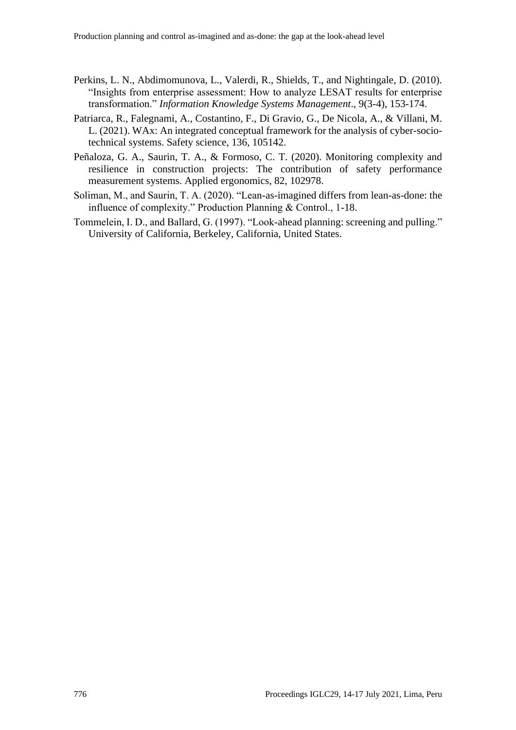Perkins, L. N., Abdimomunova, L., Valerdi, R., Shields, T., and Nightingale, D. (2010). "Insights from enterprise assessment: How to analyze LESAT results for enterprise transformation." *Information Knowledge Systems Management*., 9(3-4), 153-174.

Patriarca, R., Falegnami, A., Costantino, F., Di Gravio, G., De Nicola, A., & Villani, M. L. (2021). WAx: An integrated conceptual framework for the analysis of cyber-socio-technical systems. Safety science, 136, 105142.

Peñaloza, G. A., Saurin, T. A., & Formoso, C. T. (2020). Monitoring complexity and resilience in construction projects: The contribution of safety performance measurement systems. Applied ergonomics, 82, 102978.

Soliman, M., and Saurin, T. A. (2020). "Lean-as-imagined differs from lean-as-done: the influence of complexity." Production Planning & Control., 1-18.

Tommelein, I. D., and Ballard, G. (1997). "Look-ahead planning: screening and pulling." University of California, Berkeley, California, United States.